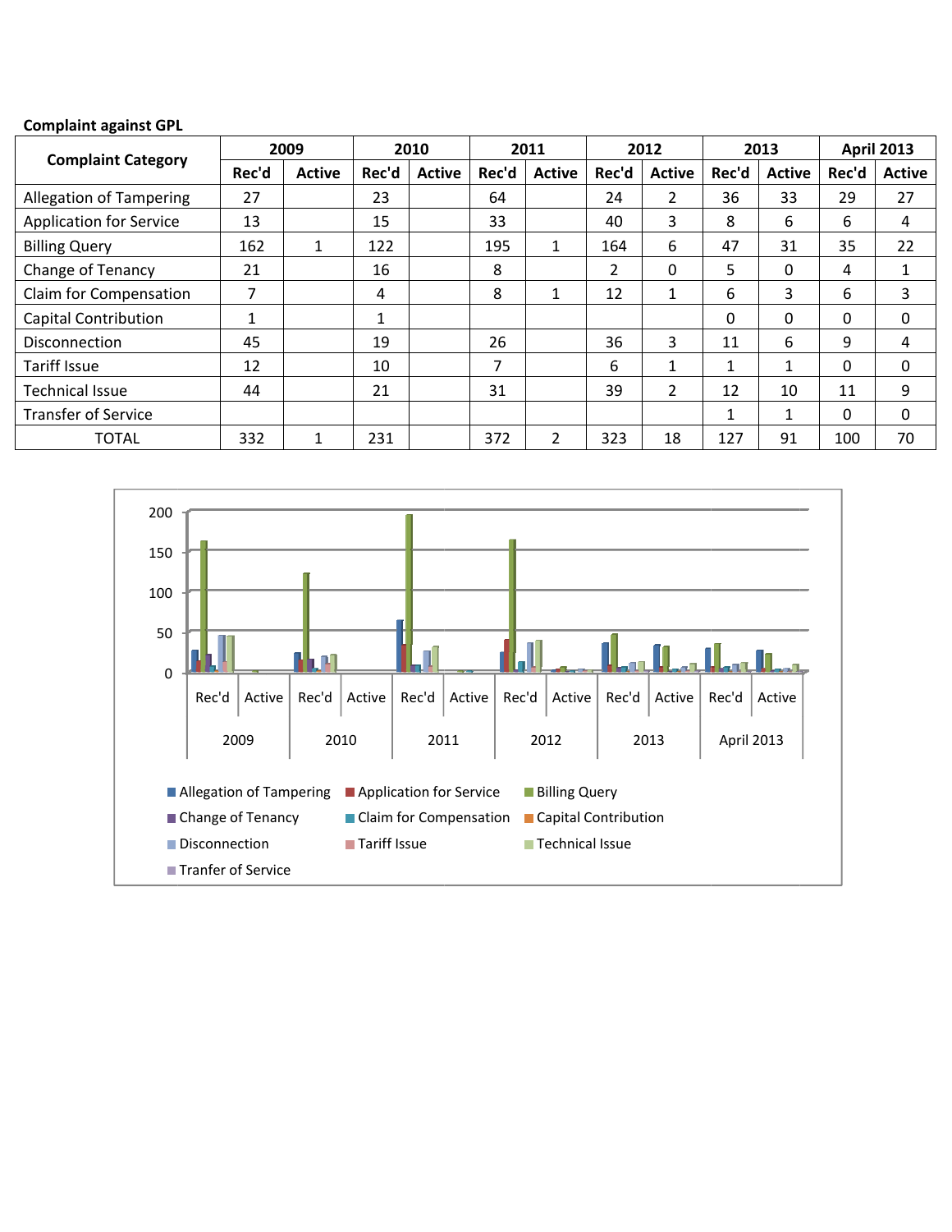**Complaint against GPL**

| Complaint Category | 2009 | | 2010 | | 2011 | | 2012 | | 2013 | | April 2013 | |
|---|---|---|---|---|---|---|---|---|---|---|---|---|
| | Rec'd | Active | Rec'd | Active | Rec'd | Active | Rec'd | Active | Rec'd | Active | Rec'd | Active |
| Allegation of Tampering | 27 | | 23 | | 64 | | 24 | 2 | 36 | 33 | 29 | 27 |
| Application for Service | 13 | | 15 | | 33 | | 40 | 3 | 8 | 6 | 6 | 4 |
| Billing Query | 162 | 1 | 122 | | 195 | 1 | 164 | 6 | 47 | 31 | 35 | 22 |
| Change of Tenancy | 21 | | 16 | | 8 | | 2 | 0 | 5 | 0 | 4 | 1 |
| Claim for Compensation | 7 | | 4 | | 8 | 1 | 12 | 1 | 6 | 3 | 6 | 3 |
| Capital Contribution | 1 | | 1 | | | | | | 0 | 0 | 0 | 0 |
| Disconnection | 45 | | 19 | | 26 | | 36 | 3 | 11 | 6 | 9 | 4 |
| Tariff Issue | 12 | | 10 | | 7 | | 6 | 1 | 1 | 1 | 0 | 0 |
| Technical Issue | 44 | | 21 | | 31 | | 39 | 2 | 12 | 10 | 11 | 9 |
| Transfer of Service | | | | | | | | | 1 | 1 | 0 | 0 |
| TOTAL | 332 | 1 | 231 | | 372 | 2 | 323 | 18 | 127 | 91 | 100 | 70 |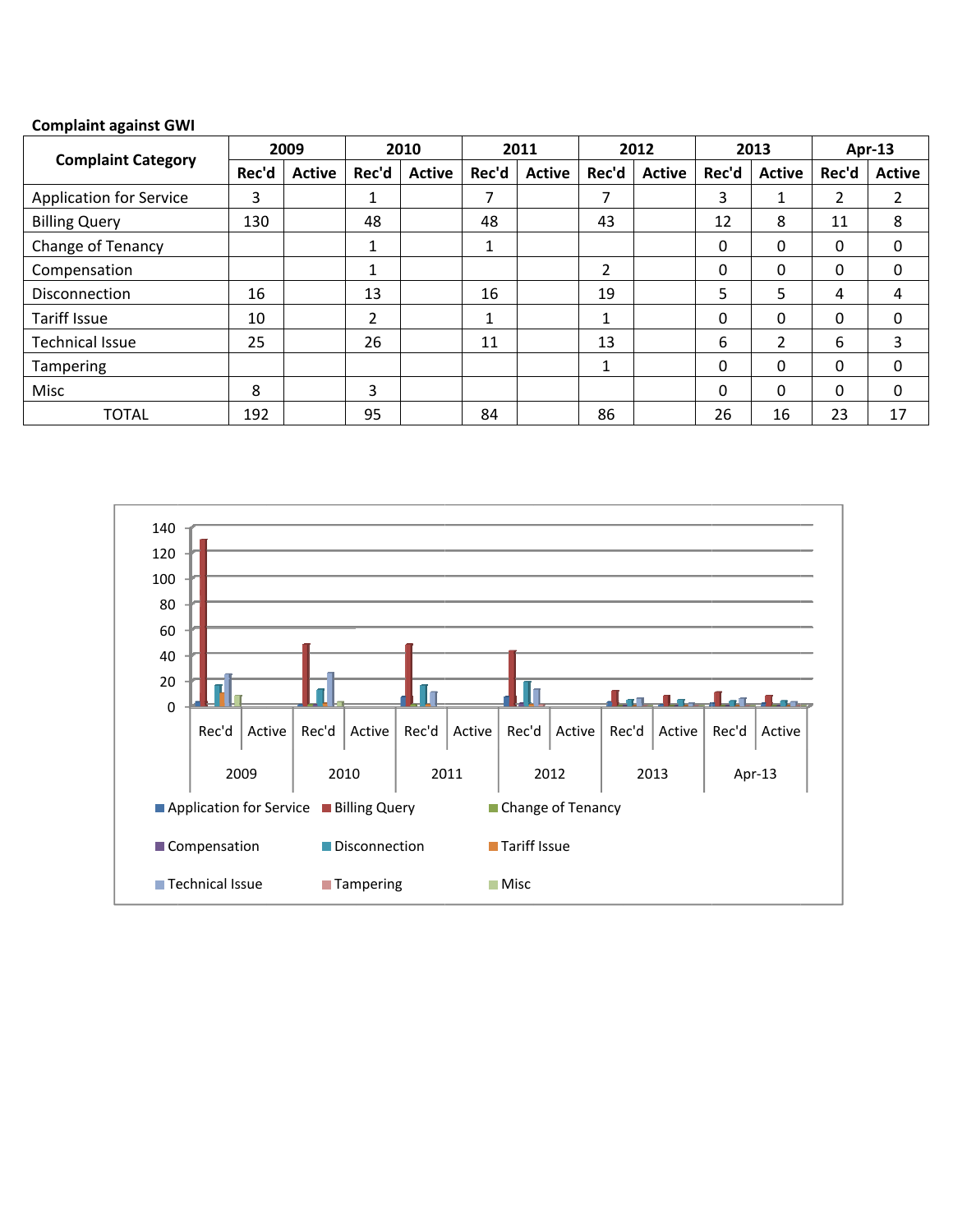**Complaint against GWI**

| Complaint Category | 2009 | | 2010 | | 2011 | | 2012 | | 2013 | | Apr-13 | |
|---|---|---|---|---|---|---|---|---|---|---|---|---|
| | Rec'd | Active | Rec'd | Active | Rec'd | Active | Rec'd | Active | Rec'd | Active | Rec'd | Active |
| Application for Service | 3 | | 1 | | 7 | | 7 | | 3 | 1 | 2 | 2 |
| Billing Query | 130 | | 48 | | 48 | | 43 | | 12 | 8 | 11 | 8 |
| Change of Tenancy | | | 1 | | 1 | | | | 0 | 0 | 0 | 0 |
| Compensation | | | 1 | | | | 2 | | 0 | 0 | 0 | 0 |
| Disconnection | 16 | | 13 | | 16 | | 19 | | 5 | 5 | 4 | 4 |
| Tariff Issue | 10 | | 2 | | 1 | | 1 | | 0 | 0 | 0 | 0 |
| Technical Issue | 25 | | 26 | | 11 | | 13 | | 6 | 2 | 6 | 3 |
| Tampering | | | | | | | 1 | | 0 | 0 | 0 | 0 |
| Misc | 8 | | 3 | | | | | | 0 | 0 | 0 | 0 |
| TOTAL | 192 | | 95 | | 84 | | 86 | | 26 | 16 | 23 | 17 |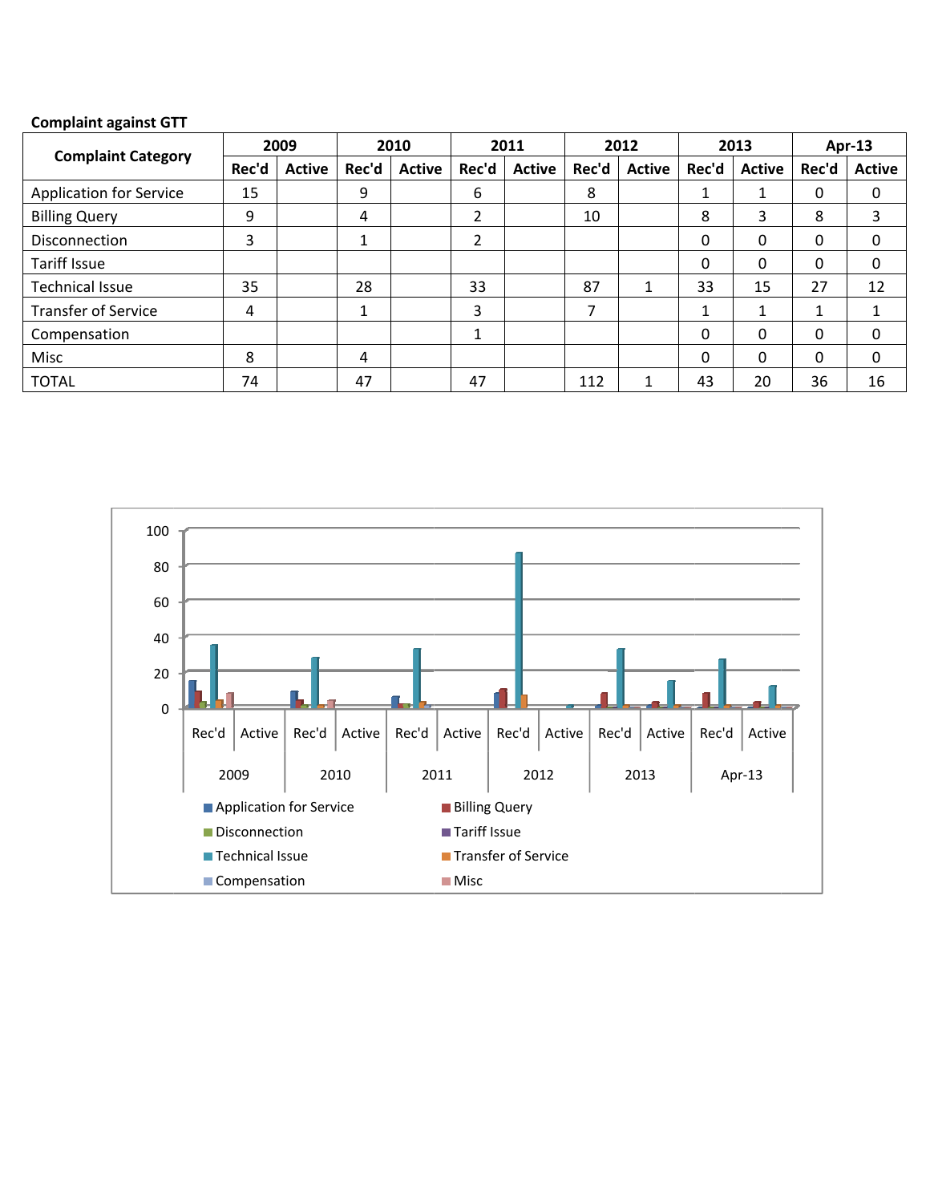**Complaint against GTT**

| Complaint Category | 2009 | | 2010 | | 2011 | | 2012 | | 2013 | | Apr-13 | |
|---|---|---|---|---|---|---|---|---|---|---|---|---|
| | Rec'd | Active | Rec'd | Active | Rec'd | Active | Rec'd | Active | Rec'd | Active | Rec'd | Active |
| Application for Service | 15 | | 9 | | 6 | | 8 | | 1 | 1 | 0 | 0 |
| Billing Query | 9 | | 4 | | 2 | | 10 | | 8 | 3 | 8 | 3 |
| Disconnection | 3 | | 1 | | 2 | | | | 0 | 0 | 0 | 0 |
| Tariff Issue | | | | | | | | | 0 | 0 | 0 | 0 |
| Technical Issue | 35 | | 28 | | 33 | | 87 | 1 | 33 | 15 | 27 | 12 |
| Transfer of Service | 4 | | 1 | | 3 | | 7 | | 1 | 1 | 1 | 1 |
| Compensation | | | | | 1 | | | | 0 | 0 | 0 | 0 |
| Misc | 8 | | 4 | | | | | | 0 | 0 | 0 | 0 |
| TOTAL | 74 | | 47 | | 47 | | 112 | 1 | 43 | 20 | 36 | 16 |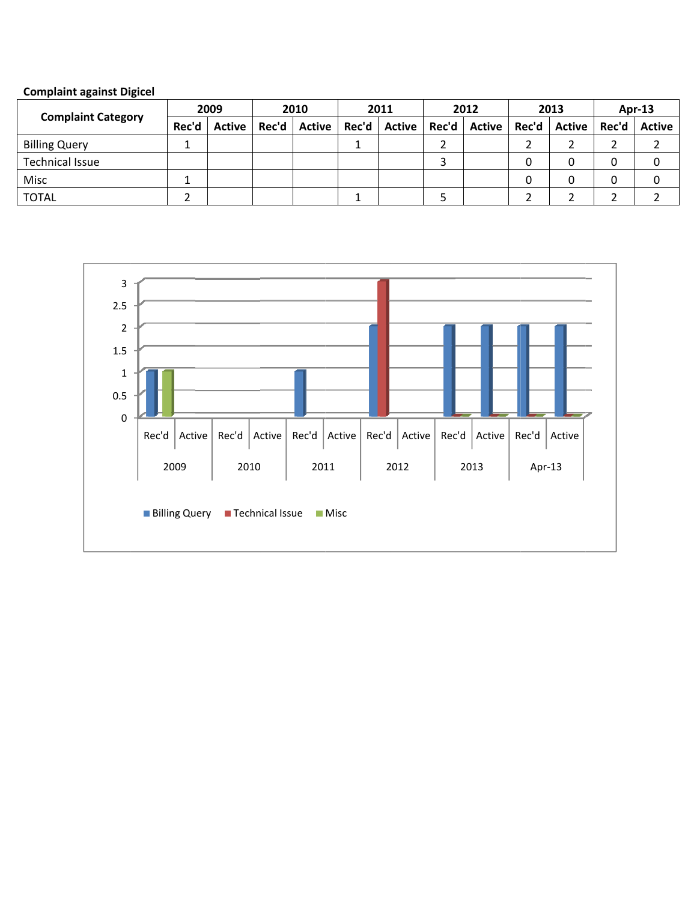**Complaint against Digicel**

| Complaint Category | 2009 | | 2010 | | 2011 | | 2012 | | 2013 | | Apr-13 | |
|---|---|---|---|---|---|---|---|---|---|---|---|---|
| | Rec'd | Active | Rec'd | Active | Rec'd | Active | Rec'd | Active | Rec'd | Active | Rec'd | Active |
| Billing Query | 1 | | | | 1 | | 2 | | 2 | 2 | 2 | 2 |
| Technical Issue | | | | | | | 3 | | 0 | 0 | 0 | 0 |
| Misc | 1 | | | | | | | | 0 | 0 | 0 | 0 |
| TOTAL | 2 | | | | 1 | | 5 | | 2 | 2 | 2 | 2 |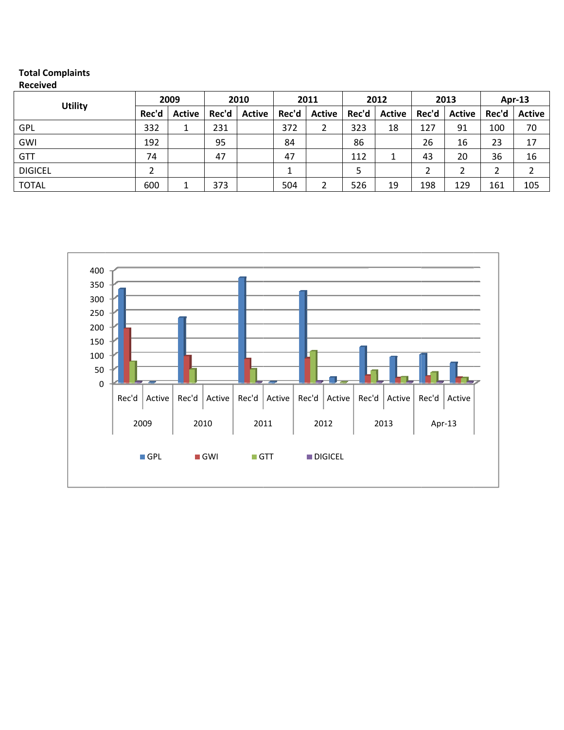**Total Complaints Received**

| Utility | 2009 | | 2010 | | 2011 | | 2012 | | 2013 | | Apr-13 | |
|---|---|---|---|---|---|---|---|---|---|---|---|---|
| | Rec'd | Active | Rec'd | Active | Rec'd | Active | Rec'd | Active | Rec'd | Active | Rec'd | Active |
| GPL | 332 | 1 | 231 | | 372 | 2 | 323 | 18 | 127 | 91 | 100 | 70 |
| GWI | 192 | | 95 | | 84 | | 86 | | 26 | 16 | 23 | 17 |
| GTT | 74 | | 47 | | 47 | | 112 | 1 | 43 | 20 | 36 | 16 |
| DIGICEL | 2 | | | | 1 | | 5 | | 2 | 2 | 2 | 2 |
| TOTAL | 600 | 1 | 373 | | 504 | 2 | 526 | 19 | 198 | 129 | 161 | 105 |

400
350
300
250
200
150
100
50
0

Rec'd Active Rec'd Active Rec'd Active Rec'd Active Rec'd Active Rec'd Active

2009 2010 2011 2012 2013 Apr-13

GPL GWI GTT DIGICEL